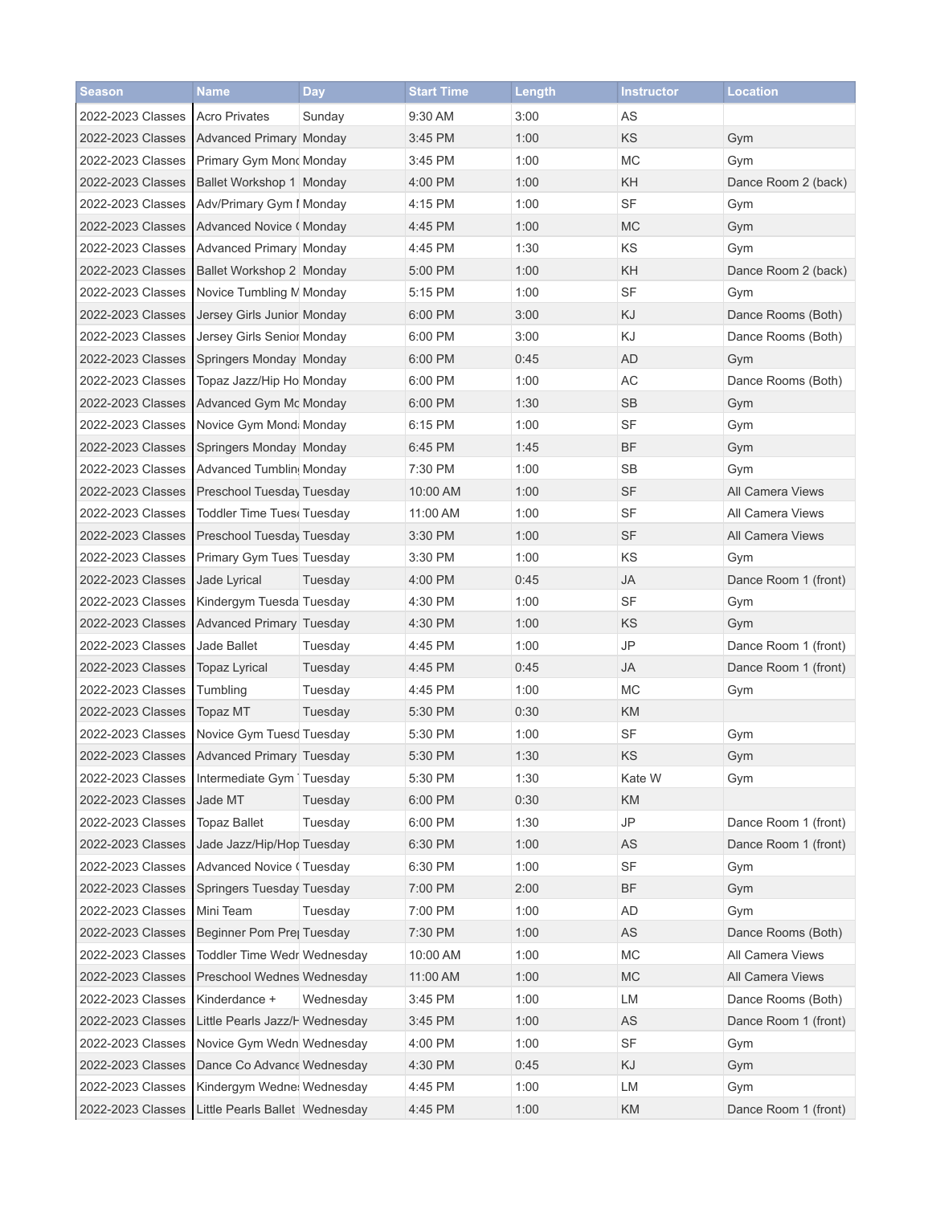| Season | Name | Day | Start Time | Length | Instructor | Location |
| --- | --- | --- | --- | --- | --- | --- |
| 2022-2023 Classes | Acro Privates | Sunday | 9:30 AM | 3:00 | AS | |
| 2022-2023 Classes | Advanced Primary | Monday | 3:45 PM | 1:00 | KS | Gym |
| 2022-2023 Classes | Primary Gym Mond | Monday | 3:45 PM | 1:00 | MC | Gym |
| 2022-2023 Classes | Ballet Workshop 1 | Monday | 4:00 PM | 1:00 | KH | Dance Room 2 (back) |
| 2022-2023 Classes | Adv/Primary Gym I | Monday | 4:15 PM | 1:00 | SF | Gym |
| 2022-2023 Classes | Advanced Novice ( | Monday | 4:45 PM | 1:00 | MC | Gym |
| 2022-2023 Classes | Advanced Primary | Monday | 4:45 PM | 1:30 | KS | Gym |
| 2022-2023 Classes | Ballet Workshop 2 | Monday | 5:00 PM | 1:00 | KH | Dance Room 2 (back) |
| 2022-2023 Classes | Novice Tumbling M | Monday | 5:15 PM | 1:00 | SF | Gym |
| 2022-2023 Classes | Jersey Girls Junior | Monday | 6:00 PM | 3:00 | KJ | Dance Rooms (Both) |
| 2022-2023 Classes | Jersey Girls Senior | Monday | 6:00 PM | 3:00 | KJ | Dance Rooms (Both) |
| 2022-2023 Classes | Springers Monday | Monday | 6:00 PM | 0:45 | AD | Gym |
| 2022-2023 Classes | Topaz Jazz/Hip Ho | Monday | 6:00 PM | 1:00 | AC | Dance Rooms (Both) |
| 2022-2023 Classes | Advanced Gym Mc | Monday | 6:00 PM | 1:30 | SB | Gym |
| 2022-2023 Classes | Novice Gym Monda | Monday | 6:15 PM | 1:00 | SF | Gym |
| 2022-2023 Classes | Springers Monday | Monday | 6:45 PM | 1:45 | BF | Gym |
| 2022-2023 Classes | Advanced Tumblin | Monday | 7:30 PM | 1:00 | SB | Gym |
| 2022-2023 Classes | Preschool Tuesday | Tuesday | 10:00 AM | 1:00 | SF | All Camera Views |
| 2022-2023 Classes | Toddler Time Tues | Tuesday | 11:00 AM | 1:00 | SF | All Camera Views |
| 2022-2023 Classes | Preschool Tuesday | Tuesday | 3:30 PM | 1:00 | SF | All Camera Views |
| 2022-2023 Classes | Primary Gym Tues | Tuesday | 3:30 PM | 1:00 | KS | Gym |
| 2022-2023 Classes | Jade Lyrical | Tuesday | 4:00 PM | 0:45 | JA | Dance Room 1 (front) |
| 2022-2023 Classes | Kindergym Tuesda | Tuesday | 4:30 PM | 1:00 | SF | Gym |
| 2022-2023 Classes | Advanced Primary | Tuesday | 4:30 PM | 1:00 | KS | Gym |
| 2022-2023 Classes | Jade Ballet | Tuesday | 4:45 PM | 1:00 | JP | Dance Room 1 (front) |
| 2022-2023 Classes | Topaz Lyrical | Tuesday | 4:45 PM | 0:45 | JA | Dance Room 1 (front) |
| 2022-2023 Classes | Tumbling | Tuesday | 4:45 PM | 1:00 | MC | Gym |
| 2022-2023 Classes | Topaz MT | Tuesday | 5:30 PM | 0:30 | KM | |
| 2022-2023 Classes | Novice Gym Tuesd | Tuesday | 5:30 PM | 1:00 | SF | Gym |
| 2022-2023 Classes | Advanced Primary | Tuesday | 5:30 PM | 1:30 | KS | Gym |
| 2022-2023 Classes | Intermediate Gym | Tuesday | 5:30 PM | 1:30 | Kate W | Gym |
| 2022-2023 Classes | Jade MT | Tuesday | 6:00 PM | 0:30 | KM | |
| 2022-2023 Classes | Topaz Ballet | Tuesday | 6:00 PM | 1:30 | JP | Dance Room 1 (front) |
| 2022-2023 Classes | Jade Jazz/Hip/Hop | Tuesday | 6:30 PM | 1:00 | AS | Dance Room 1 (front) |
| 2022-2023 Classes | Advanced Novice ( | Tuesday | 6:30 PM | 1:00 | SF | Gym |
| 2022-2023 Classes | Springers Tuesday | Tuesday | 7:00 PM | 2:00 | BF | Gym |
| 2022-2023 Classes | Mini Team | Tuesday | 7:00 PM | 1:00 | AD | Gym |
| 2022-2023 Classes | Beginner Pom Pre | Tuesday | 7:30 PM | 1:00 | AS | Dance Rooms (Both) |
| 2022-2023 Classes | Toddler Time Wedr | Wednesday | 10:00 AM | 1:00 | MC | All Camera Views |
| 2022-2023 Classes | Preschool Wednes | Wednesday | 11:00 AM | 1:00 | MC | All Camera Views |
| 2022-2023 Classes | Kinderdance + | Wednesday | 3:45 PM | 1:00 | LM | Dance Rooms (Both) |
| 2022-2023 Classes | Little Pearls Jazz/H | Wednesday | 3:45 PM | 1:00 | AS | Dance Room 1 (front) |
| 2022-2023 Classes | Novice Gym Wedn | Wednesday | 4:00 PM | 1:00 | SF | Gym |
| 2022-2023 Classes | Dance Co Advance | Wednesday | 4:30 PM | 0:45 | KJ | Gym |
| 2022-2023 Classes | Kindergym Wedne | Wednesday | 4:45 PM | 1:00 | LM | Gym |
| 2022-2023 Classes | Little Pearls Ballet | Wednesday | 4:45 PM | 1:00 | KM | Dance Room 1 (front) |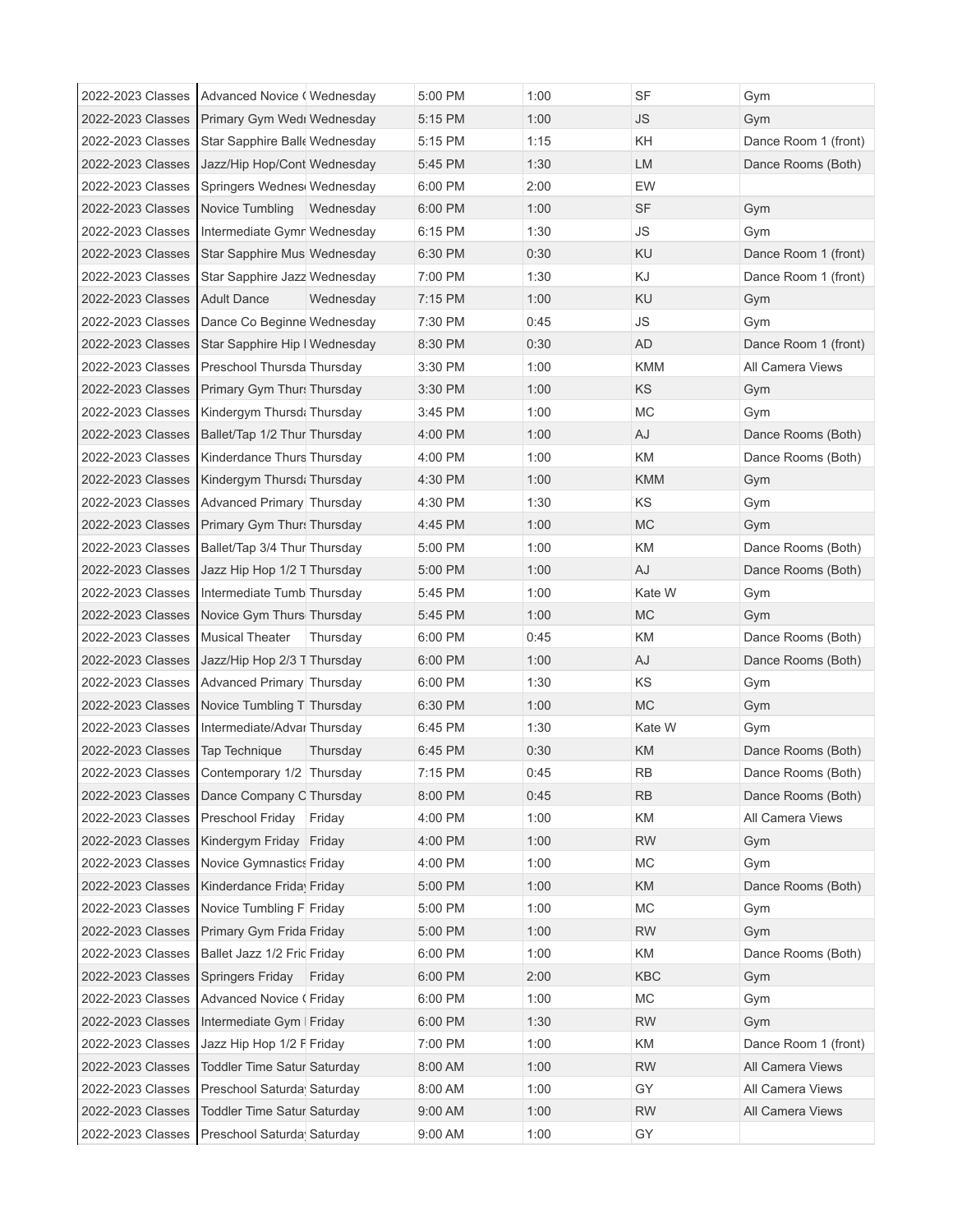| | | | | | | |
|---|---|---|---|---|---|---|
| 2022-2023 Classes | Advanced Novice ( | Wednesday | 5:00 PM | 1:00 | SF | Gym |
| 2022-2023 Classes | Primary Gym Wedı | Wednesday | 5:15 PM | 1:00 | JS | Gym |
| 2022-2023 Classes | Star Sapphire Balle | Wednesday | 5:15 PM | 1:15 | KH | Dance Room 1 (front) |
| 2022-2023 Classes | Jazz/Hip Hop/Cont | Wednesday | 5:45 PM | 1:30 | LM | Dance Rooms (Both) |
| 2022-2023 Classes | Springers Wednes | Wednesday | 6:00 PM | 2:00 | EW | |
| 2022-2023 Classes | Novice Tumbling | Wednesday | 6:00 PM | 1:00 | SF | Gym |
| 2022-2023 Classes | Intermediate Gymr | Wednesday | 6:15 PM | 1:30 | JS | Gym |
| 2022-2023 Classes | Star Sapphire Mus | Wednesday | 6:30 PM | 0:30 | KU | Dance Room 1 (front) |
| 2022-2023 Classes | Star Sapphire Jazz | Wednesday | 7:00 PM | 1:30 | KJ | Dance Room 1 (front) |
| 2022-2023 Classes | Adult Dance | Wednesday | 7:15 PM | 1:00 | KU | Gym |
| 2022-2023 Classes | Dance Co Beginne | Wednesday | 7:30 PM | 0:45 | JS | Gym |
| 2022-2023 Classes | Star Sapphire Hip I | Wednesday | 8:30 PM | 0:30 | AD | Dance Room 1 (front) |
| 2022-2023 Classes | Preschool Thursda | Thursday | 3:30 PM | 1:00 | KMM | All Camera Views |
| 2022-2023 Classes | Primary Gym Thurs | Thursday | 3:30 PM | 1:00 | KS | Gym |
| 2022-2023 Classes | Kindergym Thursd | Thursday | 3:45 PM | 1:00 | MC | Gym |
| 2022-2023 Classes | Ballet/Tap 1/2 Thur | Thursday | 4:00 PM | 1:00 | AJ | Dance Rooms (Both) |
| 2022-2023 Classes | Kinderdance Thurs | Thursday | 4:00 PM | 1:00 | KM | Dance Rooms (Both) |
| 2022-2023 Classes | Kindergym Thursd | Thursday | 4:30 PM | 1:00 | KMM | Gym |
| 2022-2023 Classes | Advanced Primary | Thursday | 4:30 PM | 1:30 | KS | Gym |
| 2022-2023 Classes | Primary Gym Thurs | Thursday | 4:45 PM | 1:00 | MC | Gym |
| 2022-2023 Classes | Ballet/Tap 3/4 Thur | Thursday | 5:00 PM | 1:00 | KM | Dance Rooms (Both) |
| 2022-2023 Classes | Jazz Hip Hop 1/2 T | Thursday | 5:00 PM | 1:00 | AJ | Dance Rooms (Both) |
| 2022-2023 Classes | Intermediate Tumb | Thursday | 5:45 PM | 1:00 | Kate W | Gym |
| 2022-2023 Classes | Novice Gym Thurs | Thursday | 5:45 PM | 1:00 | MC | Gym |
| 2022-2023 Classes | Musical Theater | Thursday | 6:00 PM | 0:45 | KM | Dance Rooms (Both) |
| 2022-2023 Classes | Jazz/Hip Hop 2/3 T | Thursday | 6:00 PM | 1:00 | AJ | Dance Rooms (Both) |
| 2022-2023 Classes | Advanced Primary | Thursday | 6:00 PM | 1:30 | KS | Gym |
| 2022-2023 Classes | Novice Tumbling T | Thursday | 6:30 PM | 1:00 | MC | Gym |
| 2022-2023 Classes | Intermediate/Advar | Thursday | 6:45 PM | 1:30 | Kate W | Gym |
| 2022-2023 Classes | Tap Technique | Thursday | 6:45 PM | 0:30 | KM | Dance Rooms (Both) |
| 2022-2023 Classes | Contemporary 1/2 | Thursday | 7:15 PM | 0:45 | RB | Dance Rooms (Both) |
| 2022-2023 Classes | Dance Company C | Thursday | 8:00 PM | 0:45 | RB | Dance Rooms (Both) |
| 2022-2023 Classes | Preschool Friday | Friday | 4:00 PM | 1:00 | KM | All Camera Views |
| 2022-2023 Classes | Kindergym Friday | Friday | 4:00 PM | 1:00 | RW | Gym |
| 2022-2023 Classes | Novice Gymnastics | Friday | 4:00 PM | 1:00 | MC | Gym |
| 2022-2023 Classes | Kinderdance Friday | Friday | 5:00 PM | 1:00 | KM | Dance Rooms (Both) |
| 2022-2023 Classes | Novice Tumbling F | Friday | 5:00 PM | 1:00 | MC | Gym |
| 2022-2023 Classes | Primary Gym Frida | Friday | 5:00 PM | 1:00 | RW | Gym |
| 2022-2023 Classes | Ballet Jazz 1/2 Fric | Friday | 6:00 PM | 1:00 | KM | Dance Rooms (Both) |
| 2022-2023 Classes | Springers Friday | Friday | 6:00 PM | 2:00 | KBC | Gym |
| 2022-2023 Classes | Advanced Novice ( | Friday | 6:00 PM | 1:00 | MC | Gym |
| 2022-2023 Classes | Intermediate Gym I | Friday | 6:00 PM | 1:30 | RW | Gym |
| 2022-2023 Classes | Jazz Hip Hop 1/2 F | Friday | 7:00 PM | 1:00 | KM | Dance Room 1 (front) |
| 2022-2023 Classes | Toddler Time Satur | Saturday | 8:00 AM | 1:00 | RW | All Camera Views |
| 2022-2023 Classes | Preschool Saturday | Saturday | 8:00 AM | 1:00 | GY | All Camera Views |
| 2022-2023 Classes | Toddler Time Satur | Saturday | 9:00 AM | 1:00 | RW | All Camera Views |
| 2022-2023 Classes | Preschool Saturday | Saturday | 9:00 AM | 1:00 | GY | |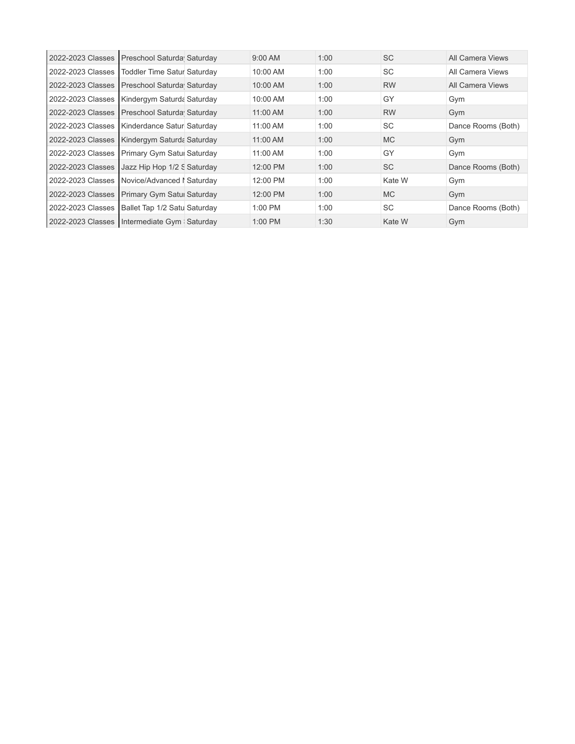| | | | | | | |
|---|---|---|---|---|---|---|
| 2022-2023 Classes | Preschool Saturday | Saturday | 9:00 AM | 1:00 | SC | All Camera Views |
| 2022-2023 Classes | Toddler Time Satur | Saturday | 10:00 AM | 1:00 | SC | All Camera Views |
| 2022-2023 Classes | Preschool Saturday | Saturday | 10:00 AM | 1:00 | RW | All Camera Views |
| 2022-2023 Classes | Kindergym Saturda | Saturday | 10:00 AM | 1:00 | GY | Gym |
| 2022-2023 Classes | Preschool Saturday | Saturday | 11:00 AM | 1:00 | RW | Gym |
| 2022-2023 Classes | Kinderdance Satur | Saturday | 11:00 AM | 1:00 | SC | Dance Rooms (Both) |
| 2022-2023 Classes | Kindergym Saturda | Saturday | 11:00 AM | 1:00 | MC | Gym |
| 2022-2023 Classes | Primary Gym Satur | Saturday | 11:00 AM | 1:00 | GY | Gym |
| 2022-2023 Classes | Jazz Hip Hop 1/2 S | Saturday | 12:00 PM | 1:00 | SC | Dance Rooms (Both) |
| 2022-2023 Classes | Novice/Advanced N | Saturday | 12:00 PM | 1:00 | Kate W | Gym |
| 2022-2023 Classes | Primary Gym Satur | Saturday | 12:00 PM | 1:00 | MC | Gym |
| 2022-2023 Classes | Ballet Tap 1/2 Satu | Saturday | 1:00 PM | 1:00 | SC | Dance Rooms (Both) |
| 2022-2023 Classes | Intermediate Gym S | Saturday | 1:00 PM | 1:30 | Kate W | Gym |